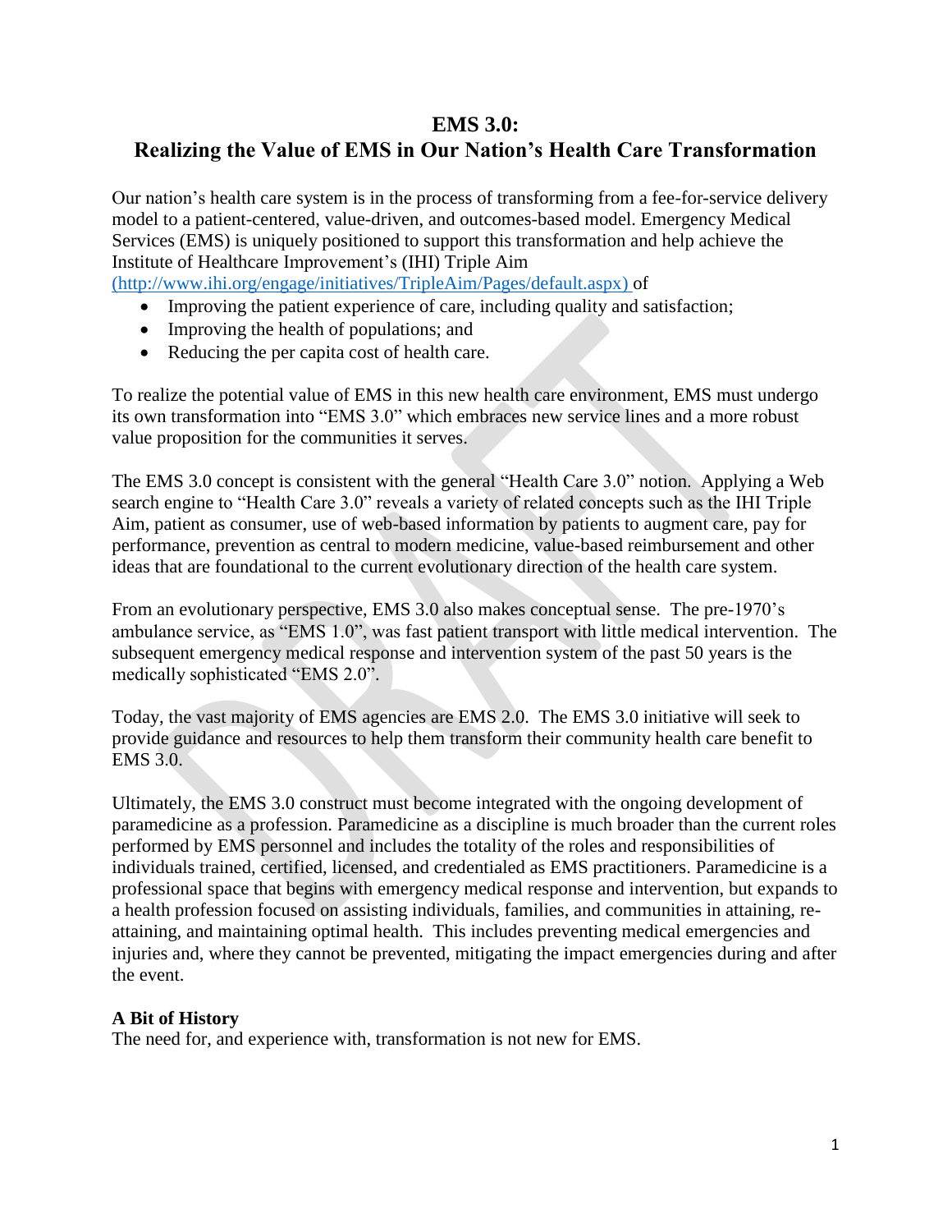# EMS 3.0: Realizing the Value of EMS in Our Nation's Health Care Transformation

Our nation's health care system is in the process of transforming from a fee-for-service delivery model to a patient-centered, value-driven, and outcomes-based model. Emergency Medical Services (EMS) is uniquely positioned to support this transformation and help achieve the Institute of Healthcare Improvement's (IHI) Triple Aim (http://www.ihi.org/engage/initiatives/TripleAim/Pages/default.aspx) of

- Improving the patient experience of care, including quality and satisfaction;
- Improving the health of populations; and
- Reducing the per capita cost of health care.

To realize the potential value of EMS in this new health care environment, EMS must undergo its own transformation into "EMS 3.0" which embraces new service lines and a more robust value proposition for the communities it serves.

The EMS 3.0 concept is consistent with the general "Health Care 3.0" notion. Applying a Web search engine to "Health Care 3.0" reveals a variety of related concepts such as the IHI Triple Aim, patient as consumer, use of web-based information by patients to augment care, pay for performance, prevention as central to modern medicine, value-based reimbursement and other ideas that are foundational to the current evolutionary direction of the health care system.

From an evolutionary perspective, EMS 3.0 also makes conceptual sense. The pre-1970's ambulance service, as "EMS 1.0", was fast patient transport with little medical intervention. The subsequent emergency medical response and intervention system of the past 50 years is the medically sophisticated "EMS 2.0".

Today, the vast majority of EMS agencies are EMS 2.0. The EMS 3.0 initiative will seek to provide guidance and resources to help them transform their community health care benefit to EMS 3.0.

Ultimately, the EMS 3.0 construct must become integrated with the ongoing development of paramedicine as a profession. Paramedicine as a discipline is much broader than the current roles performed by EMS personnel and includes the totality of the roles and responsibilities of individuals trained, certified, licensed, and credentialed as EMS practitioners. Paramedicine is a professional space that begins with emergency medical response and intervention, but expands to a health profession focused on assisting individuals, families, and communities in attaining, re-attaining, and maintaining optimal health. This includes preventing medical emergencies and injuries and, where they cannot be prevented, mitigating the impact emergencies during and after the event.

**A Bit of History**

The need for, and experience with, transformation is not new for EMS.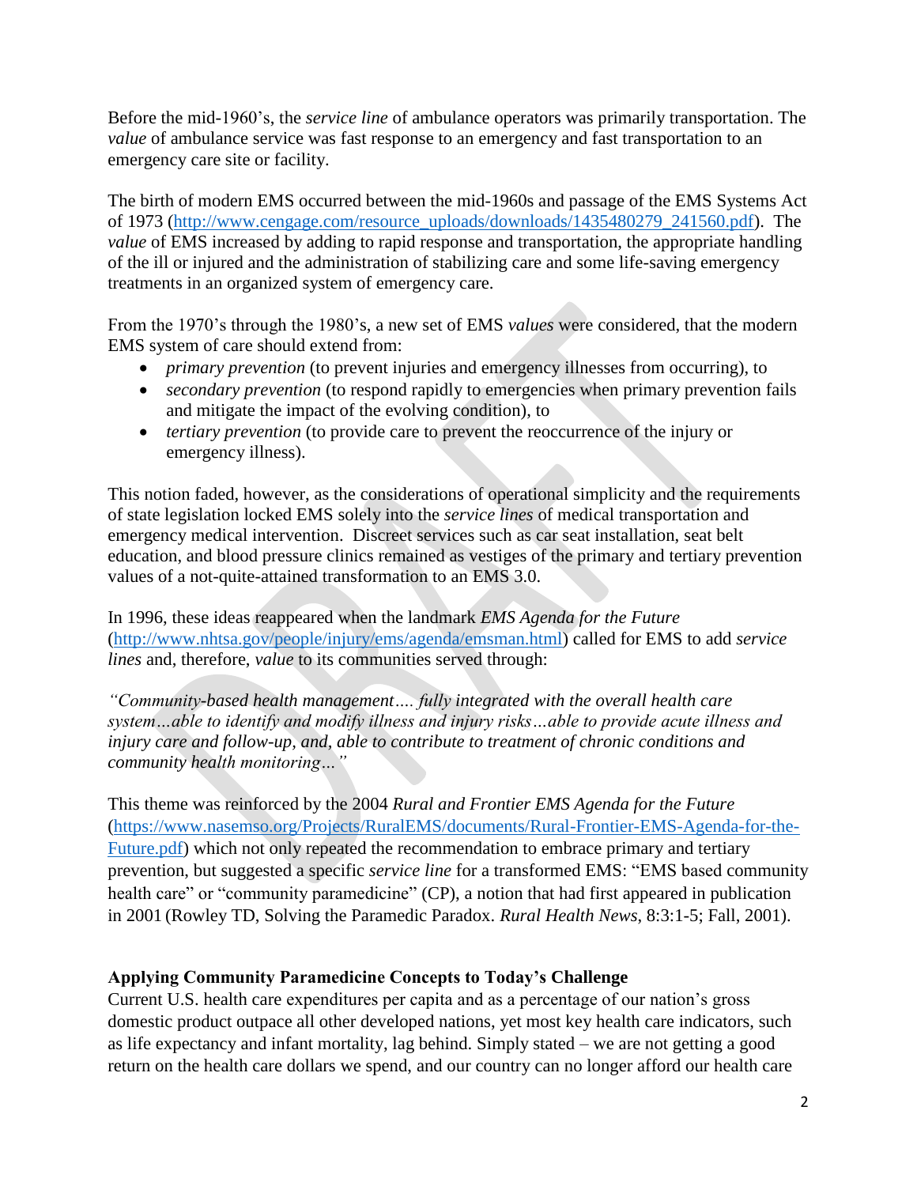Before the mid-1960's, the *service line* of ambulance operators was primarily transportation. The *value* of ambulance service was fast response to an emergency and fast transportation to an emergency care site or facility.

The birth of modern EMS occurred between the mid-1960s and passage of the EMS Systems Act of 1973 (http://www.cengage.com/resource_uploads/downloads/1435480279_241560.pdf). The *value* of EMS increased by adding to rapid response and transportation, the appropriate handling of the ill or injured and the administration of stabilizing care and some life-saving emergency treatments in an organized system of emergency care.

From the 1970's through the 1980's, a new set of EMS *values* were considered, that the modern EMS system of care should extend from:

- *primary prevention* (to prevent injuries and emergency illnesses from occurring), to
- *secondary prevention* (to respond rapidly to emergencies when primary prevention fails and mitigate the impact of the evolving condition), to
- *tertiary prevention* (to provide care to prevent the reoccurrence of the injury or emergency illness).

This notion faded, however, as the considerations of operational simplicity and the requirements of state legislation locked EMS solely into the *service lines* of medical transportation and emergency medical intervention. Discreet services such as car seat installation, seat belt education, and blood pressure clinics remained as vestiges of the primary and tertiary prevention values of a not-quite-attained transformation to an EMS 3.0.

In 1996, these ideas reappeared when the landmark *EMS Agenda for the Future* (http://www.nhtsa.gov/people/injury/ems/agenda/emsman.html) called for EMS to add *service lines* and, therefore, *value* to its communities served through:

*"Community-based health management…. fully integrated with the overall health care system…able to identify and modify illness and injury risks…able to provide acute illness and injury care and follow-up, and, able to contribute to treatment of chronic conditions and community health monitoring…"*

This theme was reinforced by the 2004 *Rural and Frontier EMS Agenda for the Future* (https://www.nasemso.org/Projects/RuralEMS/documents/Rural-Frontier-EMS-Agenda-for-the-Future.pdf) which not only repeated the recommendation to embrace primary and tertiary prevention, but suggested a specific *service line* for a transformed EMS: "EMS based community health care" or "community paramedicine" (CP), a notion that had first appeared in publication in 2001 (Rowley TD, Solving the Paramedic Paradox. *Rural Health News*, 8:3:1-5; Fall, 2001).

**Applying Community Paramedicine Concepts to Today's Challenge**

Current U.S. health care expenditures per capita and as a percentage of our nation's gross domestic product outpace all other developed nations, yet most key health care indicators, such as life expectancy and infant mortality, lag behind. Simply stated – we are not getting a good return on the health care dollars we spend, and our country can no longer afford our health care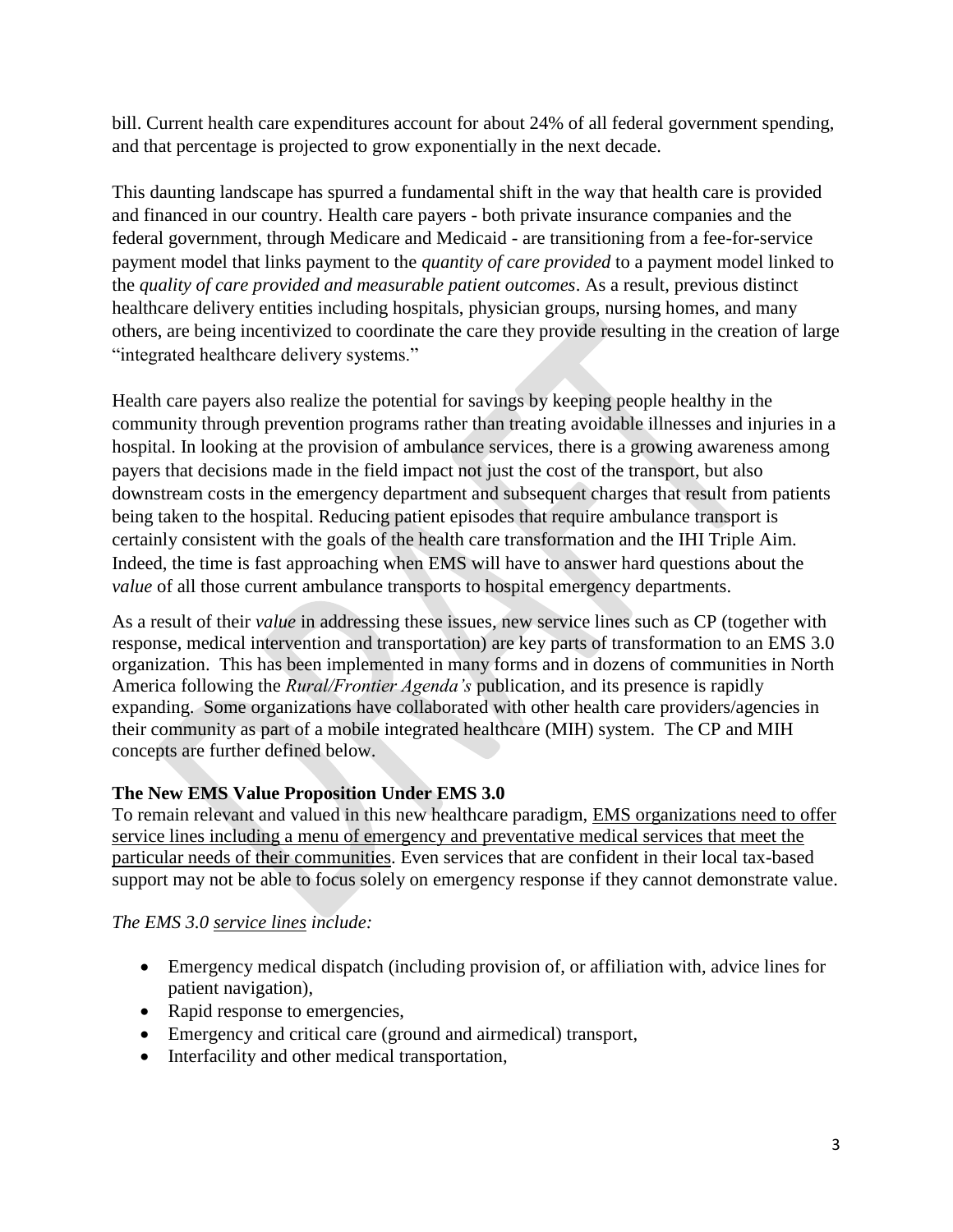bill. Current health care expenditures account for about 24% of all federal government spending, and that percentage is projected to grow exponentially in the next decade.

This daunting landscape has spurred a fundamental shift in the way that health care is provided and financed in our country. Health care payers - both private insurance companies and the federal government, through Medicare and Medicaid - are transitioning from a fee-for-service payment model that links payment to the *quantity of care provided* to a payment model linked to the *quality of care provided and measurable patient outcomes*. As a result, previous distinct healthcare delivery entities including hospitals, physician groups, nursing homes, and many others, are being incentivized to coordinate the care they provide resulting in the creation of large "integrated healthcare delivery systems."

Health care payers also realize the potential for savings by keeping people healthy in the community through prevention programs rather than treating avoidable illnesses and injuries in a hospital. In looking at the provision of ambulance services, there is a growing awareness among payers that decisions made in the field impact not just the cost of the transport, but also downstream costs in the emergency department and subsequent charges that result from patients being taken to the hospital. Reducing patient episodes that require ambulance transport is certainly consistent with the goals of the health care transformation and the IHI Triple Aim. Indeed, the time is fast approaching when EMS will have to answer hard questions about the *value* of all those current ambulance transports to hospital emergency departments.

As a result of their *value* in addressing these issues, new service lines such as CP (together with response, medical intervention and transportation) are key parts of transformation to an EMS 3.0 organization. This has been implemented in many forms and in dozens of communities in North America following the *Rural/Frontier Agenda's* publication, and its presence is rapidly expanding. Some organizations have collaborated with other health care providers/agencies in their community as part of a mobile integrated healthcare (MIH) system. The CP and MIH concepts are further defined below.

### The New EMS Value Proposition Under EMS 3.0

To remain relevant and valued in this new healthcare paradigm, <u>EMS organizations need to offer service lines including a menu of emergency and preventative medical services that meet the particular needs of their communities</u>. Even services that are confident in their local tax-based support may not be able to focus solely on emergency response if they cannot demonstrate value.

*The EMS 3.0 <u>service lines</u> include:*

- Emergency medical dispatch (including provision of, or affiliation with, advice lines for patient navigation),
- Rapid response to emergencies,
- Emergency and critical care (ground and airmedical) transport,
- Interfacility and other medical transportation,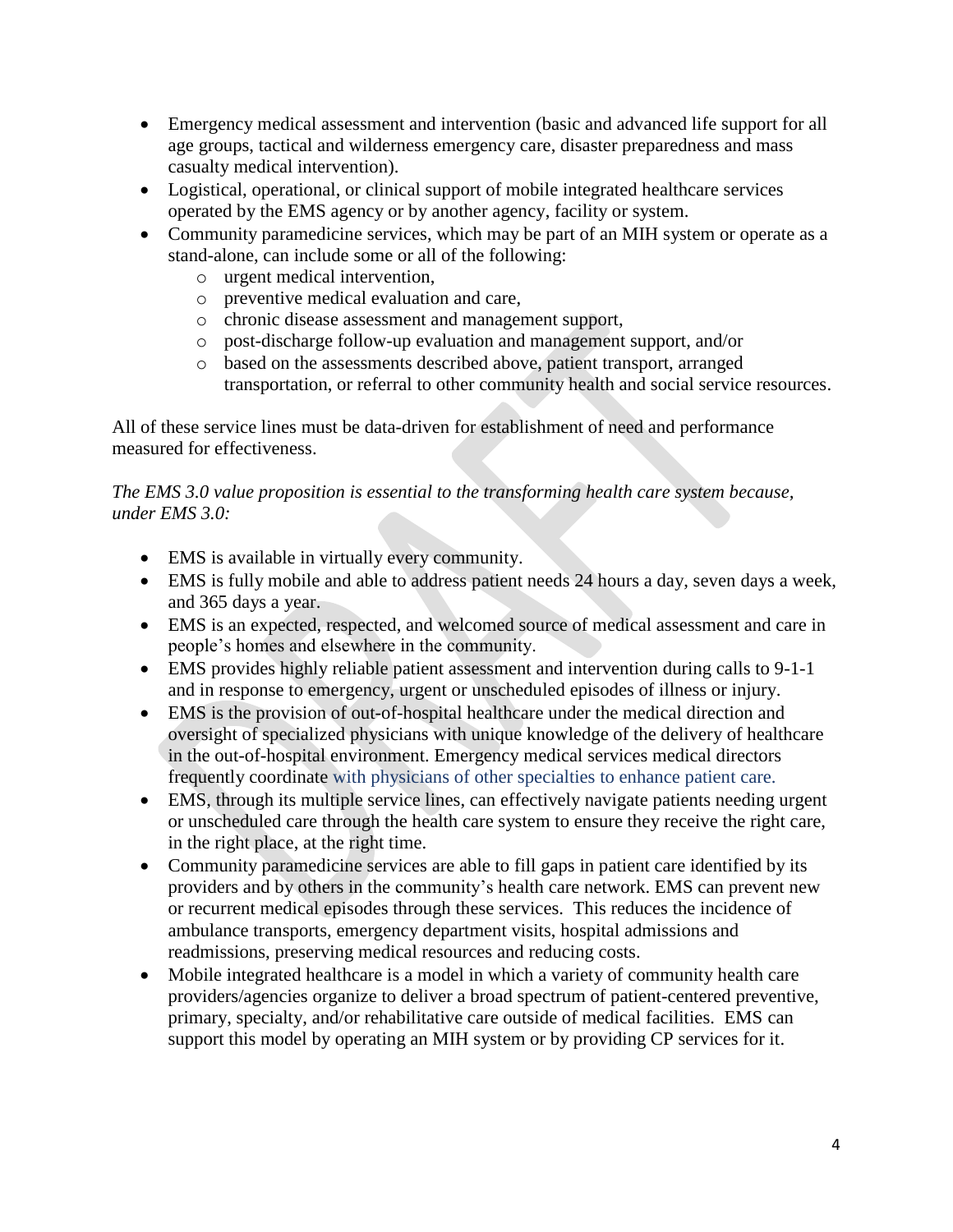- Emergency medical assessment and intervention (basic and advanced life support for all age groups, tactical and wilderness emergency care, disaster preparedness and mass casualty medical intervention).
- Logistical, operational, or clinical support of mobile integrated healthcare services operated by the EMS agency or by another agency, facility or system.
- Community paramedicine services, which may be part of an MIH system or operate as a stand-alone, can include some or all of the following:
  - urgent medical intervention,
  - preventive medical evaluation and care,
  - chronic disease assessment and management support,
  - post-discharge follow-up evaluation and management support, and/or
  - based on the assessments described above, patient transport, arranged transportation, or referral to other community health and social service resources.

All of these service lines must be data-driven for establishment of need and performance measured for effectiveness.

*The EMS 3.0 value proposition is essential to the transforming health care system because, under EMS 3.0:*

- EMS is available in virtually every community.
- EMS is fully mobile and able to address patient needs 24 hours a day, seven days a week, and 365 days a year.
- EMS is an expected, respected, and welcomed source of medical assessment and care in people's homes and elsewhere in the community.
- EMS provides highly reliable patient assessment and intervention during calls to 9-1-1 and in response to emergency, urgent or unscheduled episodes of illness or injury.
- EMS is the provision of out-of-hospital healthcare under the medical direction and oversight of specialized physicians with unique knowledge of the delivery of healthcare in the out-of-hospital environment. Emergency medical services medical directors frequently coordinate with physicians of other specialties to enhance patient care.
- EMS, through its multiple service lines, can effectively navigate patients needing urgent or unscheduled care through the health care system to ensure they receive the right care, in the right place, at the right time.
- Community paramedicine services are able to fill gaps in patient care identified by its providers and by others in the community's health care network. EMS can prevent new or recurrent medical episodes through these services. This reduces the incidence of ambulance transports, emergency department visits, hospital admissions and readmissions, preserving medical resources and reducing costs.
- Mobile integrated healthcare is a model in which a variety of community health care providers/agencies organize to deliver a broad spectrum of patient-centered preventive, primary, specialty, and/or rehabilitative care outside of medical facilities. EMS can support this model by operating an MIH system or by providing CP services for it.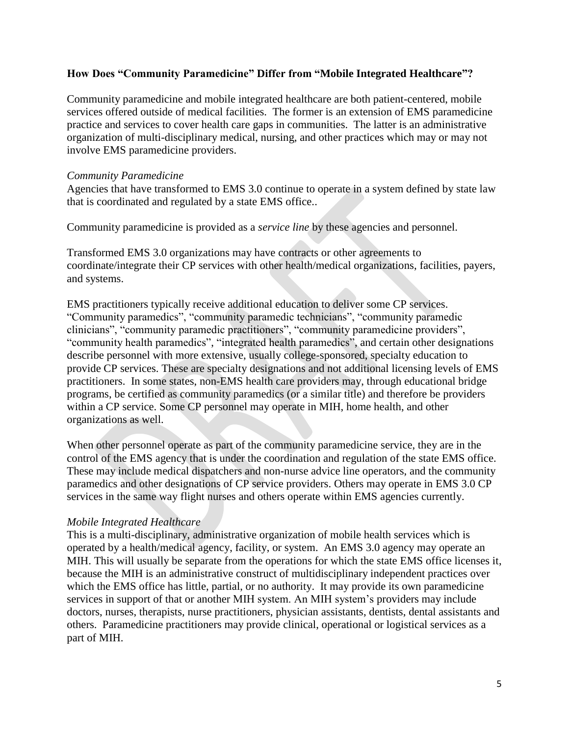**How Does "Community Paramedicine" Differ from "Mobile Integrated Healthcare"?**

Community paramedicine and mobile integrated healthcare are both patient-centered, mobile services offered outside of medical facilities. The former is an extension of EMS paramedicine practice and services to cover health care gaps in communities. The latter is an administrative organization of multi-disciplinary medical, nursing, and other practices which may or may not involve EMS paramedicine providers.

*Community Paramedicine*

Agencies that have transformed to EMS 3.0 continue to operate in a system defined by state law that is coordinated and regulated by a state EMS office..

Community paramedicine is provided as a *service line* by these agencies and personnel.

Transformed EMS 3.0 organizations may have contracts or other agreements to coordinate/integrate their CP services with other health/medical organizations, facilities, payers, and systems.

EMS practitioners typically receive additional education to deliver some CP services. "Community paramedics", "community paramedic technicians", "community paramedic clinicians", "community paramedic practitioners", "community paramedicine providers", "community health paramedics", "integrated health paramedics", and certain other designations describe personnel with more extensive, usually college-sponsored, specialty education to provide CP services. These are specialty designations and not additional licensing levels of EMS practitioners. In some states, non-EMS health care providers may, through educational bridge programs, be certified as community paramedics (or a similar title) and therefore be providers within a CP service. Some CP personnel may operate in MIH, home health, and other organizations as well.

When other personnel operate as part of the community paramedicine service, they are in the control of the EMS agency that is under the coordination and regulation of the state EMS office. These may include medical dispatchers and non-nurse advice line operators, and the community paramedics and other designations of CP service providers. Others may operate in EMS 3.0 CP services in the same way flight nurses and others operate within EMS agencies currently.

*Mobile Integrated Healthcare*

This is a multi-disciplinary, administrative organization of mobile health services which is operated by a health/medical agency, facility, or system. An EMS 3.0 agency may operate an MIH. This will usually be separate from the operations for which the state EMS office licenses it, because the MIH is an administrative construct of multidisciplinary independent practices over which the EMS office has little, partial, or no authority. It may provide its own paramedicine services in support of that or another MIH system. An MIH system's providers may include doctors, nurses, therapists, nurse practitioners, physician assistants, dentists, dental assistants and others. Paramedicine practitioners may provide clinical, operational or logistical services as a part of MIH.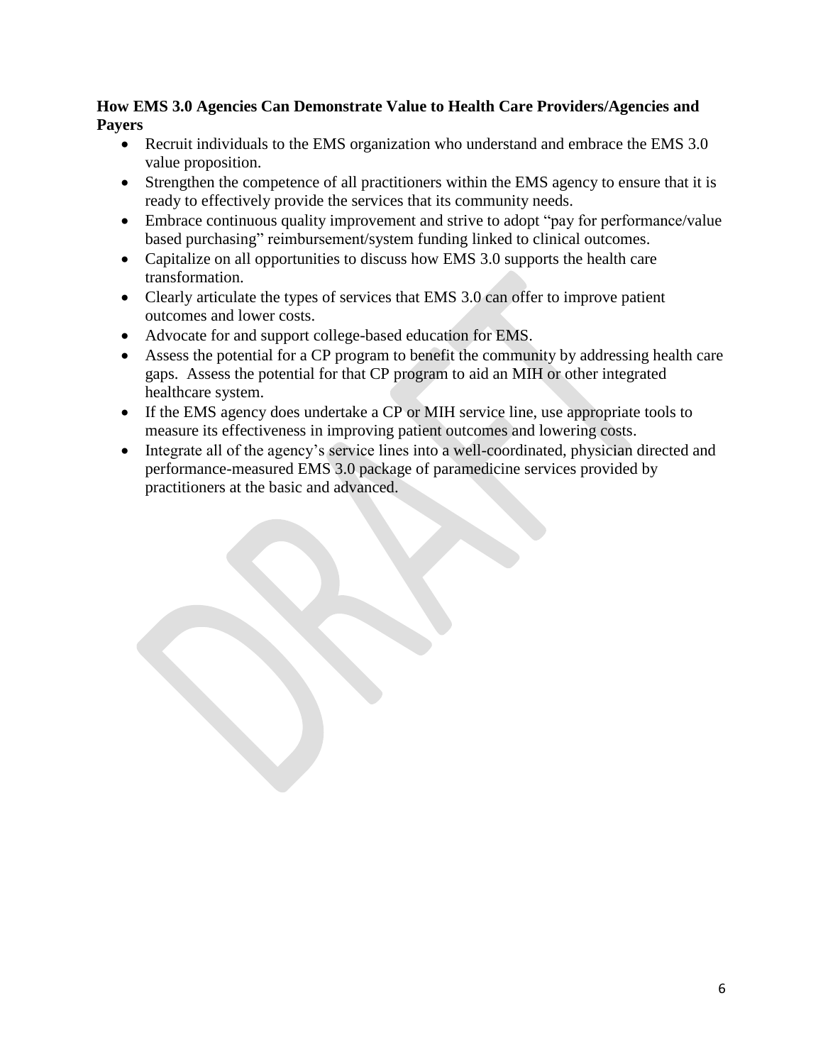**How EMS 3.0 Agencies Can Demonstrate Value to Health Care Providers/Agencies and Payers**

- Recruit individuals to the EMS organization who understand and embrace the EMS 3.0 value proposition.
- Strengthen the competence of all practitioners within the EMS agency to ensure that it is ready to effectively provide the services that its community needs.
- Embrace continuous quality improvement and strive to adopt "pay for performance/value based purchasing" reimbursement/system funding linked to clinical outcomes.
- Capitalize on all opportunities to discuss how EMS 3.0 supports the health care transformation.
- Clearly articulate the types of services that EMS 3.0 can offer to improve patient outcomes and lower costs.
- Advocate for and support college-based education for EMS.
- Assess the potential for a CP program to benefit the community by addressing health care gaps. Assess the potential for that CP program to aid an MIH or other integrated healthcare system.
- If the EMS agency does undertake a CP or MIH service line, use appropriate tools to measure its effectiveness in improving patient outcomes and lowering costs.
- Integrate all of the agency's service lines into a well-coordinated, physician directed and performance-measured EMS 3.0 package of paramedicine services provided by practitioners at the basic and advanced.